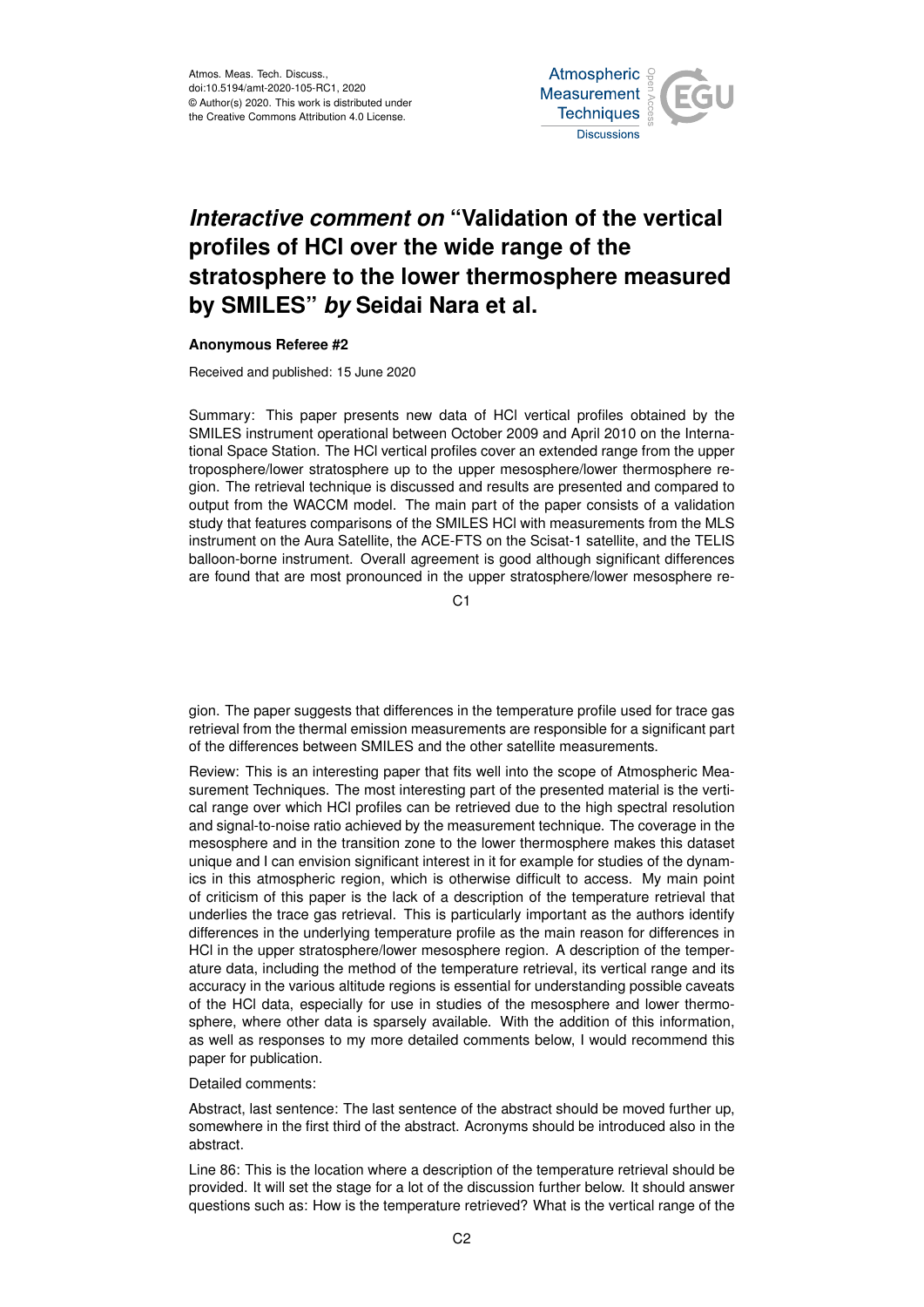Atmos. Meas. Tech. Discuss.,
doi:10.5194/amt-2020-105-RC1, 2020
© Author(s) 2020. This work is distributed under
the Creative Commons Attribution 4.0 License.

# *Interactive comment on* "Validation of the vertical profiles of HCl over the wide range of the stratosphere to the lower thermosphere measured by SMILES" *by* Seidai Nara et al.

**Anonymous Referee #2**

Received and published: 15 June 2020

Summary: This paper presents new data of HCl vertical profiles obtained by the SMILES instrument operational between October 2009 and April 2010 on the International Space Station. The HCl vertical profiles cover an extended range from the upper troposphere/lower stratosphere up to the upper mesosphere/lower thermosphere region. The retrieval technique is discussed and results are presented and compared to output from the WACCM model. The main part of the paper consists of a validation study that features comparisons of the SMILES HCl with measurements from the MLS instrument on the Aura Satellite, the ACE-FTS on the Scisat-1 satellite, and the TELIS balloon-borne instrument. Overall agreement is good although significant differences are found that are most pronounced in the upper stratosphere/lower mesosphere region. The paper suggests that differences in the temperature profile used for trace gas retrieval from the thermal emission measurements are responsible for a significant part of the differences between SMILES and the other satellite measurements.

Review: This is an interesting paper that fits well into the scope of Atmospheric Measurement Techniques. The most interesting part of the presented material is the vertical range over which HCl profiles can be retrieved due to the high spectral resolution and signal-to-noise ratio achieved by the measurement technique. The coverage in the mesosphere and in the transition zone to the lower thermosphere makes this dataset unique and I can envision significant interest in it for example for studies of the dynamics in this atmospheric region, which is otherwise difficult to access. My main point of criticism of this paper is the lack of a description of the temperature retrieval that underlies the trace gas retrieval. This is particularly important as the authors identify differences in the underlying temperature profile as the main reason for differences in HCl in the upper stratosphere/lower mesosphere region. A description of the temperature data, including the method of the temperature retrieval, its vertical range and its accuracy in the various altitude regions is essential for understanding possible caveats of the HCl data, especially for use in studies of the mesosphere and lower thermosphere, where other data is sparsely available. With the addition of this information, as well as responses to my more detailed comments below, I would recommend this paper for publication.

Detailed comments:

Abstract, last sentence: The last sentence of the abstract should be moved further up, somewhere in the first third of the abstract. Acronyms should be introduced also in the abstract.

Line 86: This is the location where a description of the temperature retrieval should be provided. It will set the stage for a lot of the discussion further below. It should answer questions such as: How is the temperature retrieved? What is the vertical range of the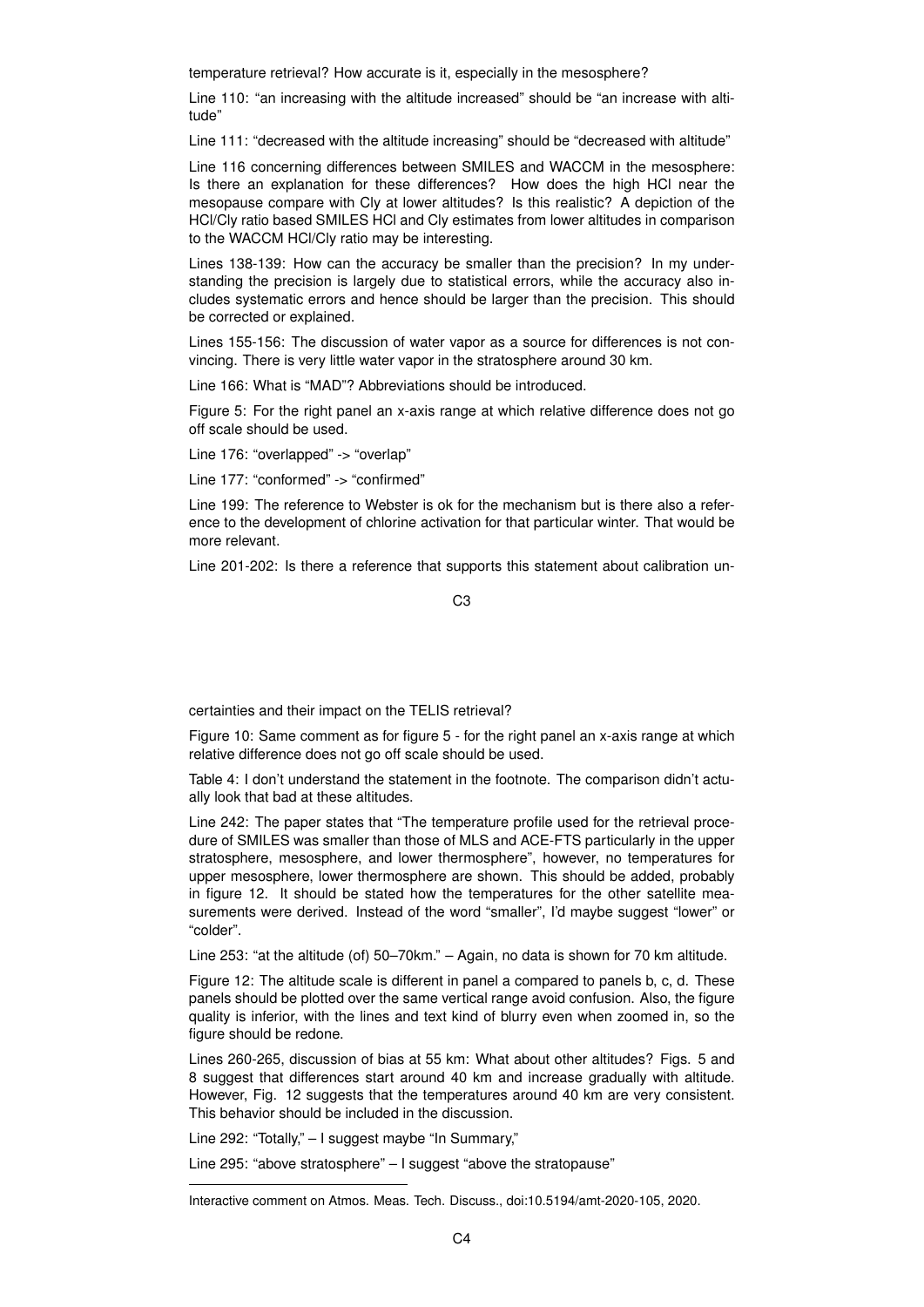temperature retrieval? How accurate is it, especially in the mesosphere?

Line 110: "an increasing with the altitude increased" should be "an increase with altitude"

Line 111: "decreased with the altitude increasing" should be "decreased with altitude"

Line 116 concerning differences between SMILES and WACCM in the mesosphere: Is there an explanation for these differences? How does the high HCl near the mesopause compare with Cly at lower altitudes? Is this realistic? A depiction of the HCl/Cly ratio based SMILES HCl and Cly estimates from lower altitudes in comparison to the WACCM HCl/Cly ratio may be interesting.

Lines 138-139: How can the accuracy be smaller than the precision? In my understanding the precision is largely due to statistical errors, while the accuracy also includes systematic errors and hence should be larger than the precision. This should be corrected or explained.

Lines 155-156: The discussion of water vapor as a source for differences is not convincing. There is very little water vapor in the stratosphere around 30 km.

Line 166: What is "MAD"? Abbreviations should be introduced.

Figure 5: For the right panel an x-axis range at which relative difference does not go off scale should be used.

Line 176: "overlapped" -> "overlap"

Line 177: "conformed" -> "confirmed"

Line 199: The reference to Webster is ok for the mechanism but is there also a reference to the development of chlorine activation for that particular winter. That would be more relevant.

Line 201-202: Is there a reference that supports this statement about calibration uncertainties and their impact on the TELIS retrieval?

Figure 10: Same comment as for figure 5 - for the right panel an x-axis range at which relative difference does not go off scale should be used.

Table 4: I don't understand the statement in the footnote. The comparison didn't actually look that bad at these altitudes.

Line 242: The paper states that "The temperature profile used for the retrieval procedure of SMILES was smaller than those of MLS and ACE-FTS particularly in the upper stratosphere, mesosphere, and lower thermosphere", however, no temperatures for upper mesosphere, lower thermosphere are shown. This should be added, probably in figure 12. It should be stated how the temperatures for the other satellite measurements were derived. Instead of the word "smaller", I'd maybe suggest "lower" or "colder".

Line 253: "at the altitude (of) 50–70km." – Again, no data is shown for 70 km altitude.

Figure 12: The altitude scale is different in panel a compared to panels b, c, d. These panels should be plotted over the same vertical range avoid confusion. Also, the figure quality is inferior, with the lines and text kind of blurry even when zoomed in, so the figure should be redone.

Lines 260-265, discussion of bias at 55 km: What about other altitudes? Figs. 5 and 8 suggest that differences start around 40 km and increase gradually with altitude. However, Fig. 12 suggests that the temperatures around 40 km are very consistent. This behavior should be included in the discussion.

Line 292: "Totally," – I suggest maybe "In Summary,"

Line 295: "above stratosphere" – I suggest "above the stratopause"

---

Interactive comment on Atmos. Meas. Tech. Discuss., doi:10.5194/amt-2020-105, 2020.